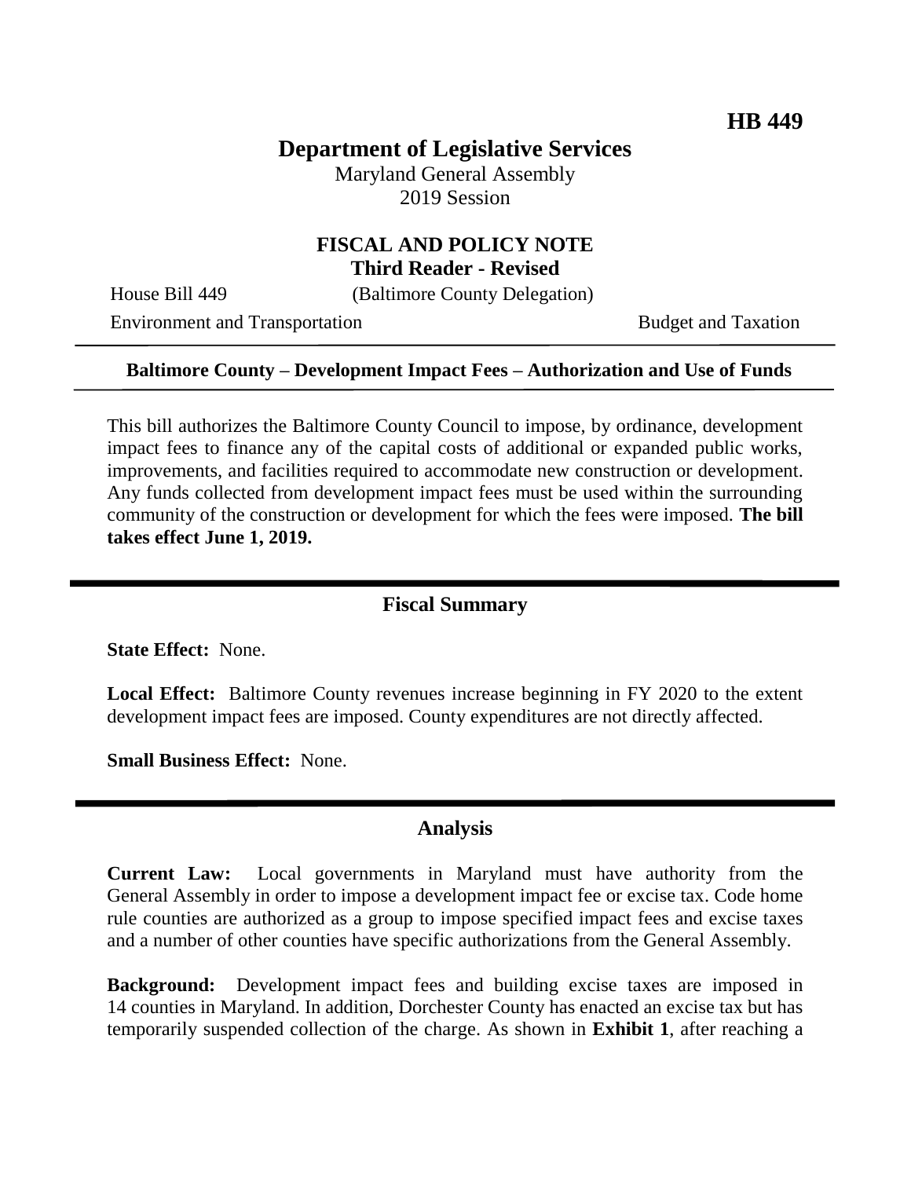**HB 449**

# Department of Legislative Services

Maryland General Assembly
2019 Session

## FISCAL AND POLICY NOTE
### Third Reader - Revised

House Bill 449 (Baltimore County Delegation)

Environment and Transportation Budget and Taxation

---

**Baltimore County – Development Impact Fees – Authorization and Use of Funds**

---

This bill authorizes the Baltimore County Council to impose, by ordinance, development impact fees to finance any of the capital costs of additional or expanded public works, improvements, and facilities required to accommodate new construction or development. Any funds collected from development impact fees must be used within the surrounding community of the construction or development for which the fees were imposed. **The bill takes effect June 1, 2019.**

---

## Fiscal Summary

**State Effect:** None.

**Local Effect:** Baltimore County revenues increase beginning in FY 2020 to the extent development impact fees are imposed. County expenditures are not directly affected.

**Small Business Effect:** None.

---

## Analysis

**Current Law:** Local governments in Maryland must have authority from the General Assembly in order to impose a development impact fee or excise tax. Code home rule counties are authorized as a group to impose specified impact fees and excise taxes and a number of other counties have specific authorizations from the General Assembly.

**Background:** Development impact fees and building excise taxes are imposed in 14 counties in Maryland. In addition, Dorchester County has enacted an excise tax but has temporarily suspended collection of the charge. As shown in **Exhibit 1**, after reaching a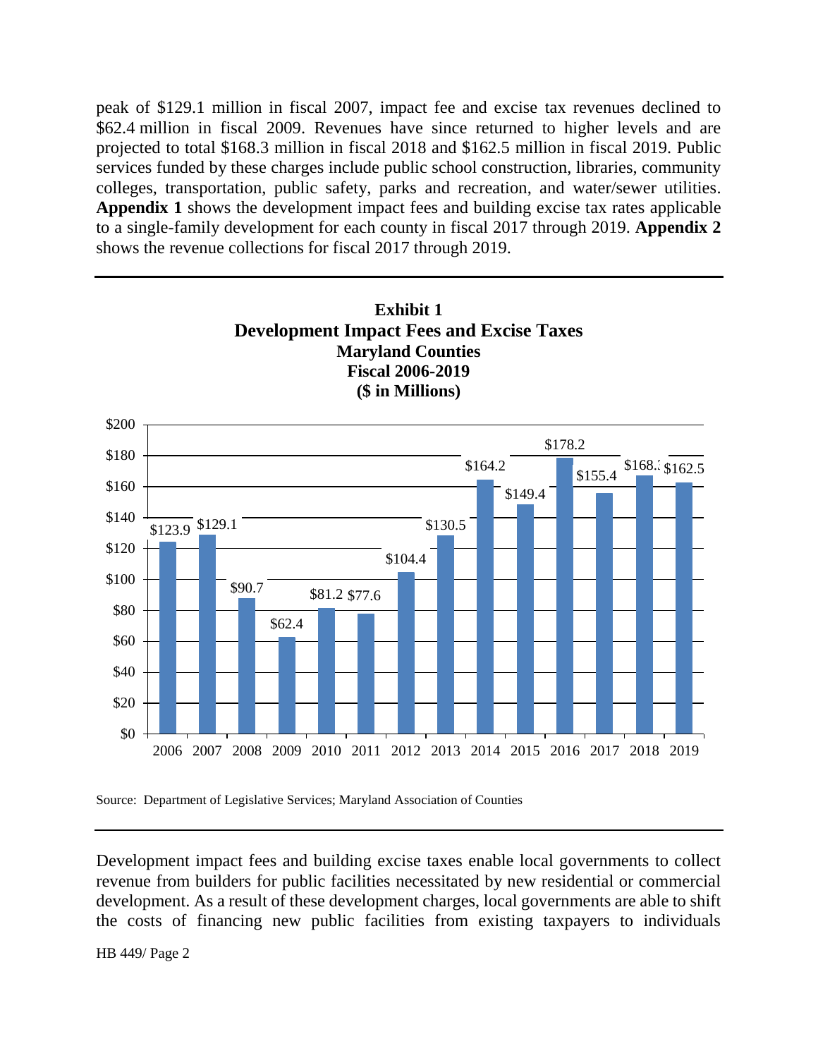peak of \$129.1 million in fiscal 2007, impact fee and excise tax revenues declined to \$62.4 million in fiscal 2009. Revenues have since returned to higher levels and are projected to total \$168.3 million in fiscal 2018 and \$162.5 million in fiscal 2019. Public services funded by these charges include public school construction, libraries, community colleges, transportation, public safety, parks and recreation, and water/sewer utilities. **Appendix 1** shows the development impact fees and building excise tax rates applicable to a single-family development for each county in fiscal 2017 through 2019. **Appendix 2** shows the revenue collections for fiscal 2017 through 2019.

**Exhibit 1**
**Development Impact Fees and Excise Taxes**
**Maryland Counties**
**Fiscal 2006-2019**
**(\$ in Millions)**

| Fiscal Year | \$ in Millions |
|---|---|
| 2006 | \$123.9 |
| 2007 | \$129.1 |
| 2008 | \$90.7 |
| 2009 | \$62.4 |
| 2010 | \$81.2 |
| 2011 | \$77.6 |
| 2012 | \$104.4 |
| 2013 | \$130.5 |
| 2014 | \$164.2 |
| 2015 | \$149.4 |
| 2016 | \$178.2 |
| 2017 | \$155.4 |
| 2018 | \$168.3 |
| 2019 | \$162.5 |

Source: Department of Legislative Services; Maryland Association of Counties

Development impact fees and building excise taxes enable local governments to collect revenue from builders for public facilities necessitated by new residential or commercial development. As a result of these development charges, local governments are able to shift the costs of financing new public facilities from existing taxpayers to individuals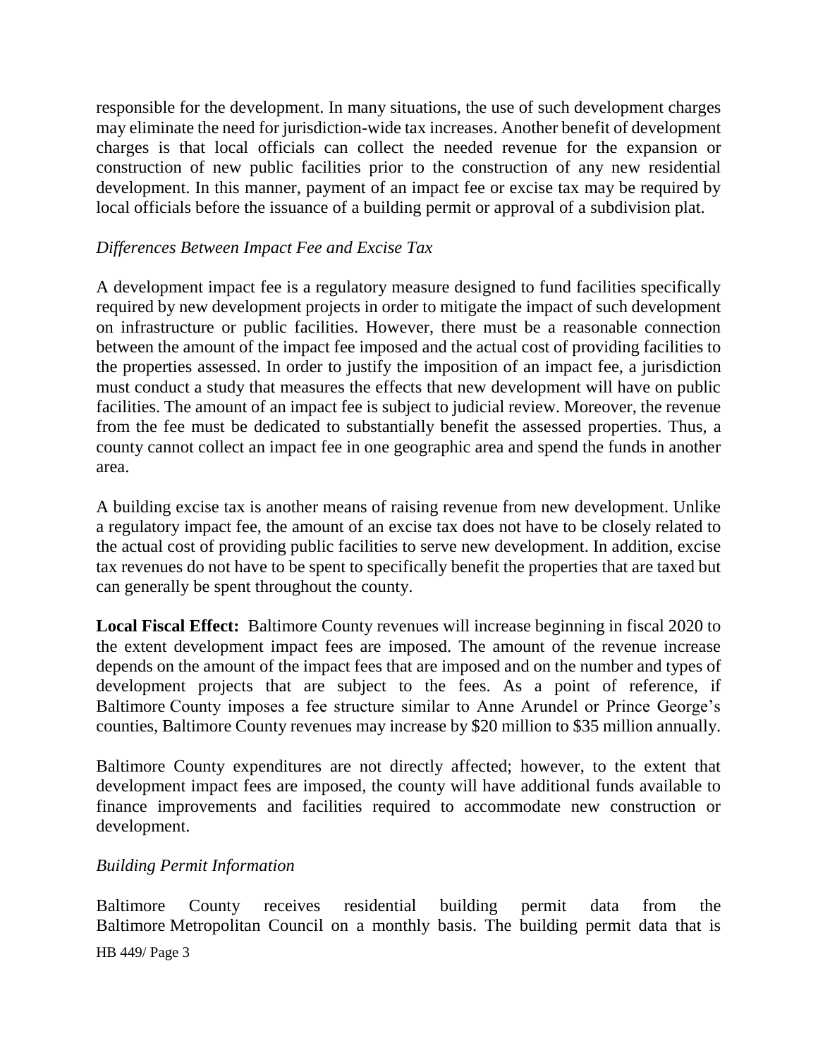responsible for the development. In many situations, the use of such development charges may eliminate the need for jurisdiction-wide tax increases. Another benefit of development charges is that local officials can collect the needed revenue for the expansion or construction of new public facilities prior to the construction of any new residential development. In this manner, payment of an impact fee or excise tax may be required by local officials before the issuance of a building permit or approval of a subdivision plat.

*Differences Between Impact Fee and Excise Tax*

A development impact fee is a regulatory measure designed to fund facilities specifically required by new development projects in order to mitigate the impact of such development on infrastructure or public facilities. However, there must be a reasonable connection between the amount of the impact fee imposed and the actual cost of providing facilities to the properties assessed. In order to justify the imposition of an impact fee, a jurisdiction must conduct a study that measures the effects that new development will have on public facilities. The amount of an impact fee is subject to judicial review. Moreover, the revenue from the fee must be dedicated to substantially benefit the assessed properties. Thus, a county cannot collect an impact fee in one geographic area and spend the funds in another area.

A building excise tax is another means of raising revenue from new development. Unlike a regulatory impact fee, the amount of an excise tax does not have to be closely related to the actual cost of providing public facilities to serve new development. In addition, excise tax revenues do not have to be spent to specifically benefit the properties that are taxed but can generally be spent throughout the county.

**Local Fiscal Effect:** Baltimore County revenues will increase beginning in fiscal 2020 to the extent development impact fees are imposed. The amount of the revenue increase depends on the amount of the impact fees that are imposed and on the number and types of development projects that are subject to the fees. As a point of reference, if Baltimore County imposes a fee structure similar to Anne Arundel or Prince George's counties, Baltimore County revenues may increase by $20 million to $35 million annually.

Baltimore County expenditures are not directly affected; however, to the extent that development impact fees are imposed, the county will have additional funds available to finance improvements and facilities required to accommodate new construction or development.

*Building Permit Information*

Baltimore County receives residential building permit data from the Baltimore Metropolitan Council on a monthly basis. The building permit data that is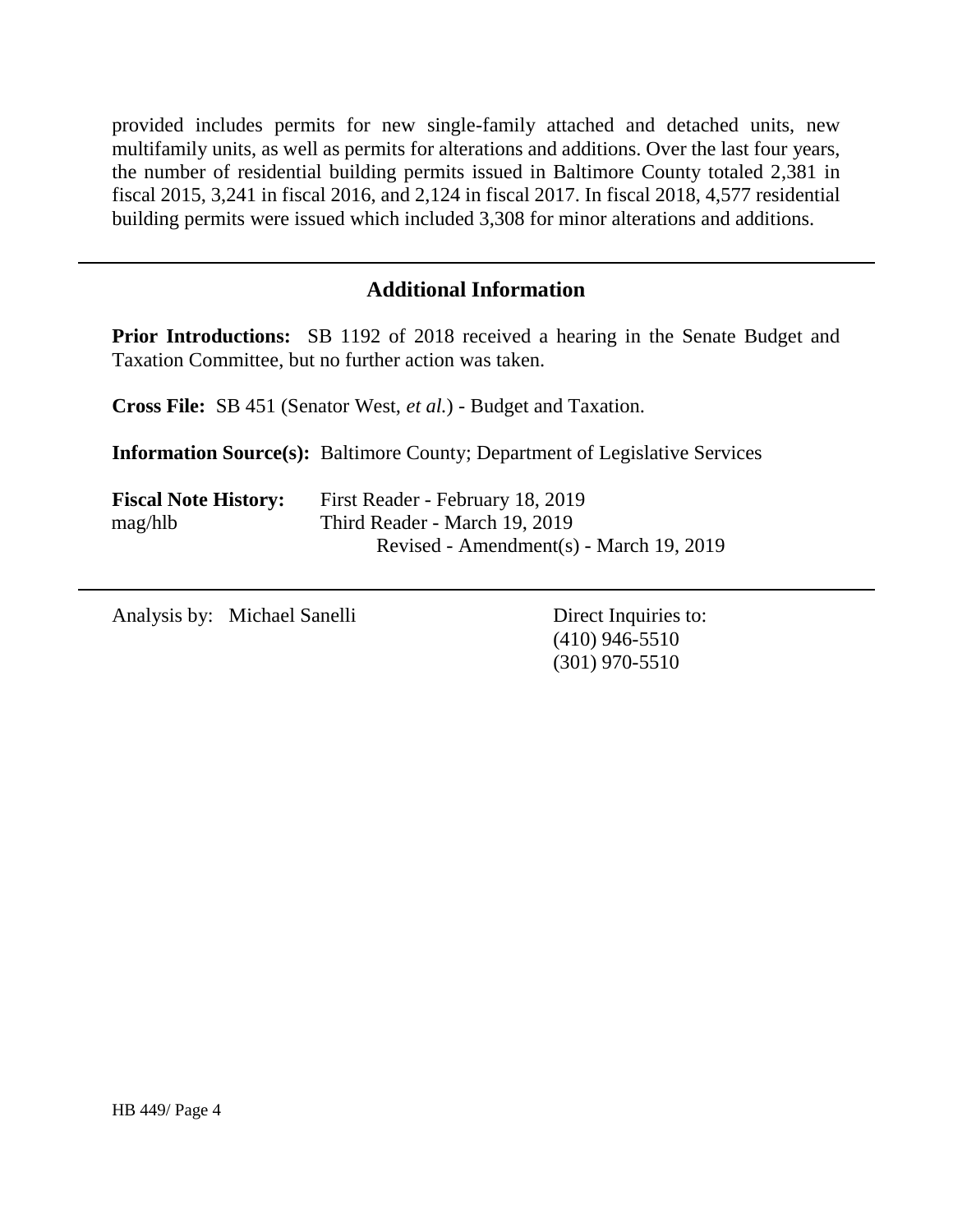provided includes permits for new single-family attached and detached units, new multifamily units, as well as permits for alterations and additions. Over the last four years, the number of residential building permits issued in Baltimore County totaled 2,381 in fiscal 2015, 3,241 in fiscal 2016, and 2,124 in fiscal 2017. In fiscal 2018, 4,577 residential building permits were issued which included 3,308 for minor alterations and additions.

## Additional Information

**Prior Introductions:** SB 1192 of 2018 received a hearing in the Senate Budget and Taxation Committee, but no further action was taken.

**Cross File:** SB 451 (Senator West, *et al.*) - Budget and Taxation.

**Information Source(s):** Baltimore County; Department of Legislative Services

**Fiscal Note History:** First Reader - February 18, 2019
mag/hlb Third Reader - March 19, 2019
Revised - Amendment(s) - March 19, 2019

Analysis by: Michael Sanelli

Direct Inquiries to:
(410) 946-5510
(301) 970-5510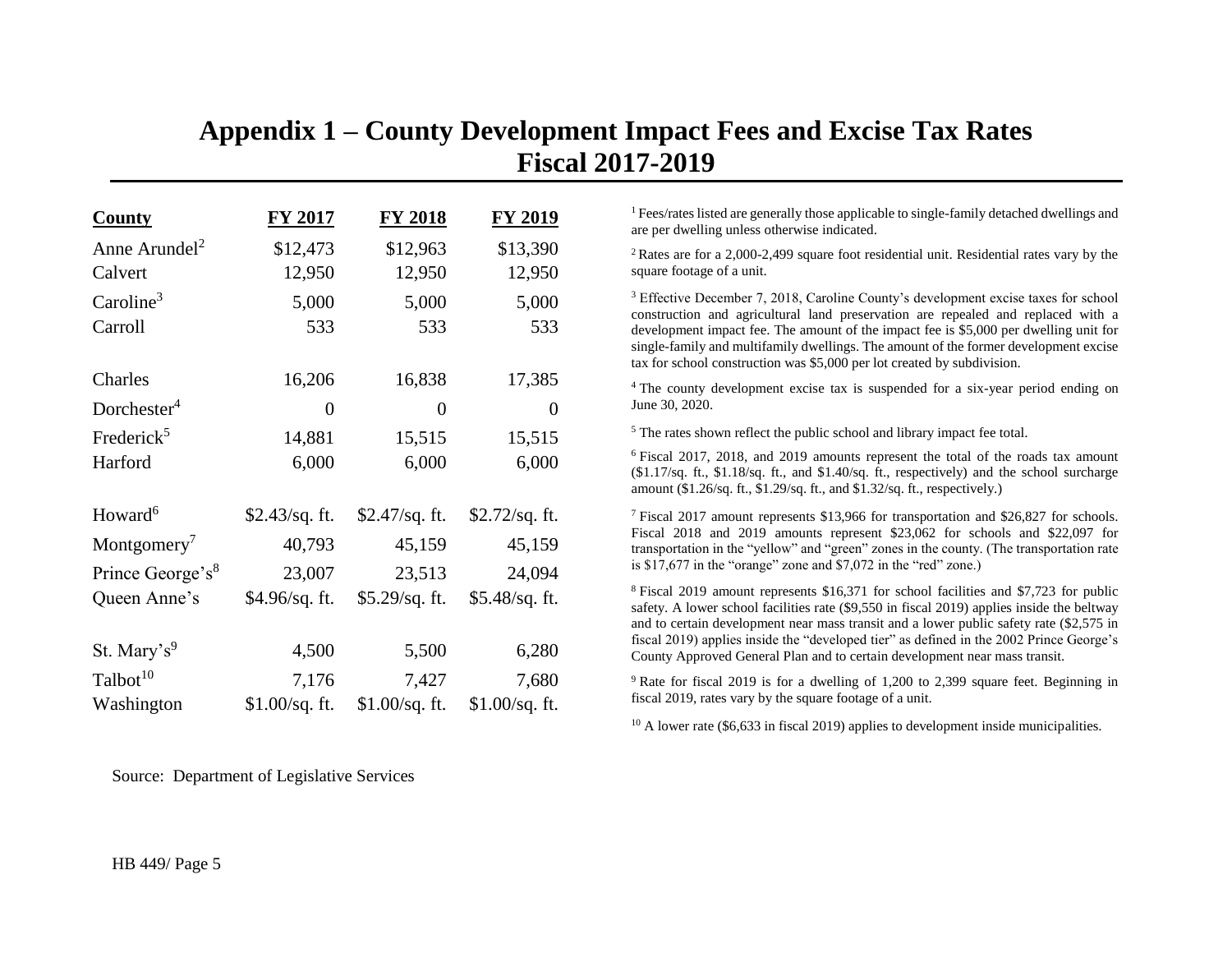# Appendix 1 – County Development Impact Fees and Excise Tax Rates Fiscal 2017-2019

| County | FY 2017 | FY 2018 | FY 2019 |
|---|---|---|---|
| Anne Arundel[2] | $12,473 | $12,963 | $13,390 |
| Calvert | 12,950 | 12,950 | 12,950 |
| Caroline[3] | 5,000 | 5,000 | 5,000 |
| Carroll | 533 | 533 | 533 |
| Charles | 16,206 | 16,838 | 17,385 |
| Dorchester[4] | 0 | 0 | 0 |
| Frederick[5] | 14,881 | 15,515 | 15,515 |
| Harford | 6,000 | 6,000 | 6,000 |
| Howard[6] | $2.43/sq. ft. | $2.47/sq. ft. | $2.72/sq. ft. |
| Montgomery[7] | 40,793 | 45,159 | 45,159 |
| Prince George's[8] | 23,007 | 23,513 | 24,094 |
| Queen Anne's | $4.96/sq. ft. | $5.29/sq. ft. | $5.48/sq. ft. |
| St. Mary's[9] | 4,500 | 5,500 | 6,280 |
| Talbot[10] | 7,176 | 7,427 | 7,680 |
| Washington | $1.00/sq. ft. | $1.00/sq. ft. | $1.00/sq. ft. |

[1] Fees/rates listed are generally those applicable to single-family detached dwellings and are per dwelling unless otherwise indicated.

[2] Rates are for a 2,000-2,499 square foot residential unit. Residential rates vary by the square footage of a unit.

[3] Effective December 7, 2018, Caroline County's development excise taxes for school construction and agricultural land preservation are repealed and replaced with a development impact fee. The amount of the impact fee is $5,000 per dwelling unit for single-family and multifamily dwellings. The amount of the former development excise tax for school construction was $5,000 per lot created by subdivision.

[4] The county development excise tax is suspended for a six-year period ending on June 30, 2020.

[5] The rates shown reflect the public school and library impact fee total.

[6] Fiscal 2017, 2018, and 2019 amounts represent the total of the roads tax amount ($1.17/sq. ft., $1.18/sq. ft., and $1.40/sq. ft., respectively) and the school surcharge amount ($1.26/sq. ft., $1.29/sq. ft., and $1.32/sq. ft., respectively.)

[7] Fiscal 2017 amount represents $13,966 for transportation and $26,827 for schools. Fiscal 2018 and 2019 amounts represent $23,062 for schools and $22,097 for transportation in the "yellow" and "green" zones in the county. (The transportation rate is $17,677 in the "orange" zone and $7,072 in the "red" zone.)

[8] Fiscal 2019 amount represents $16,371 for school facilities and $7,723 for public safety. A lower school facilities rate ($9,550 in fiscal 2019) applies inside the beltway and to certain development near mass transit and a lower public safety rate ($2,575 in fiscal 2019) applies inside the "developed tier" as defined in the 2002 Prince George's County Approved General Plan and to certain development near mass transit.

[9] Rate for fiscal 2019 is for a dwelling of 1,200 to 2,399 square feet. Beginning in fiscal 2019, rates vary by the square footage of a unit.

[10] A lower rate ($6,633 in fiscal 2019) applies to development inside municipalities.

Source: Department of Legislative Services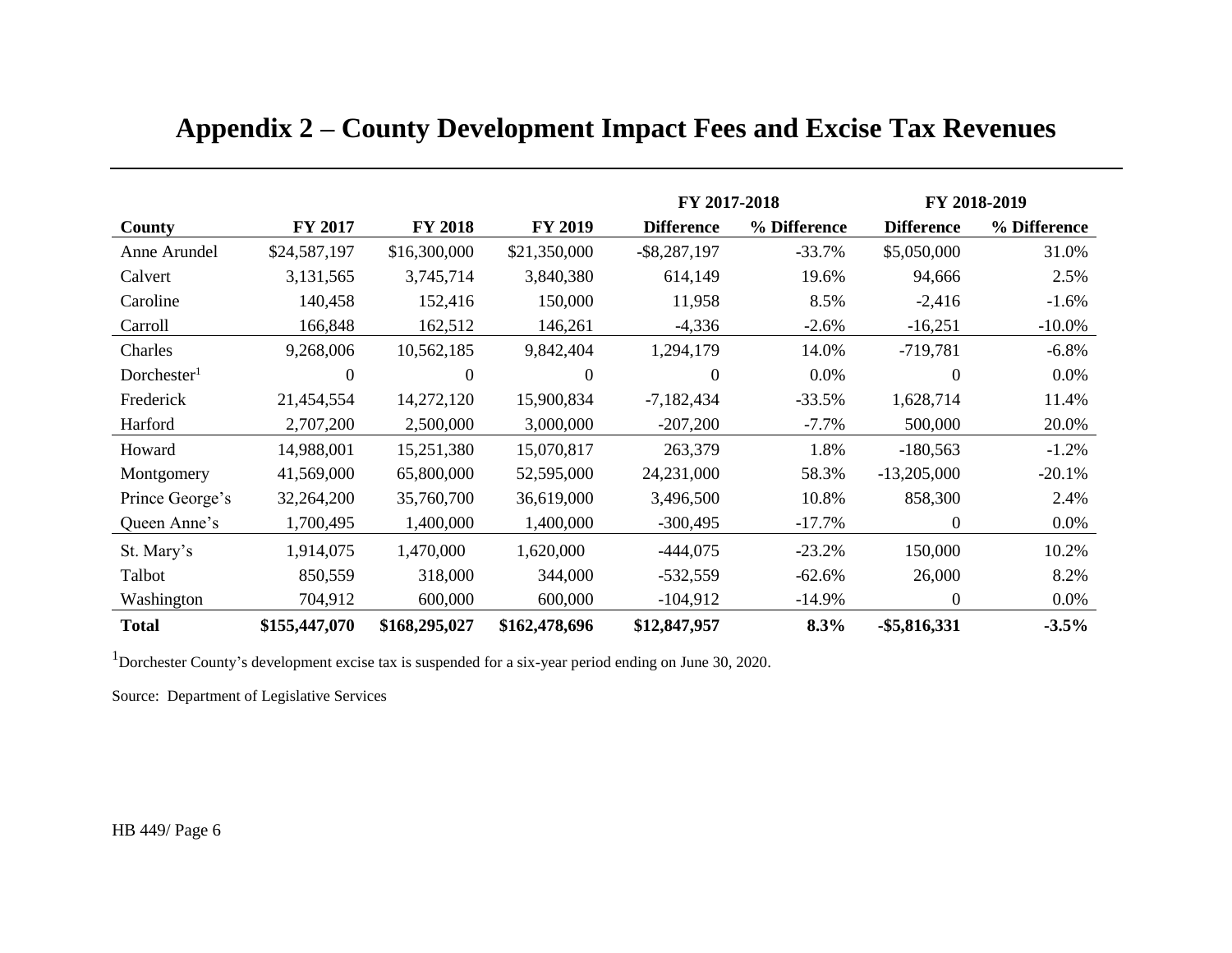# Appendix 2 – County Development Impact Fees and Excise Tax Revenues

| | | | | FY 2017-2018 | | FY 2018-2019 | |
|---|---|---|---|---|---|---|---|
| **County** | **FY 2017** | **FY 2018** | **FY 2019** | **Difference** | **% Difference** | **Difference** | **% Difference** |
| Anne Arundel | $24,587,197 | $16,300,000 | $21,350,000 | -$8,287,197 | -33.7% | $5,050,000 | 31.0% |
| Calvert | 3,131,565 | 3,745,714 | 3,840,380 | 614,149 | 19.6% | 94,666 | 2.5% |
| Caroline | 140,458 | 152,416 | 150,000 | 11,958 | 8.5% | -2,416 | -1.6% |
| Carroll | 166,848 | 162,512 | 146,261 | -4,336 | -2.6% | -16,251 | -10.0% |
| Charles | 9,268,006 | 10,562,185 | 9,842,404 | 1,294,179 | 14.0% | -719,781 | -6.8% |
| Dorchester[1] | 0 | 0 | 0 | 0 | 0.0% | 0 | 0.0% |
| Frederick | 21,454,554 | 14,272,120 | 15,900,834 | -7,182,434 | -33.5% | 1,628,714 | 11.4% |
| Harford | 2,707,200 | 2,500,000 | 3,000,000 | -207,200 | -7.7% | 500,000 | 20.0% |
| Howard | 14,988,001 | 15,251,380 | 15,070,817 | 263,379 | 1.8% | -180,563 | -1.2% |
| Montgomery | 41,569,000 | 65,800,000 | 52,595,000 | 24,231,000 | 58.3% | -13,205,000 | -20.1% |
| Prince George's | 32,264,200 | 35,760,700 | 36,619,000 | 3,496,500 | 10.8% | 858,300 | 2.4% |
| Queen Anne's | 1,700,495 | 1,400,000 | 1,400,000 | -300,495 | -17.7% | 0 | 0.0% |
| St. Mary's | 1,914,075 | 1,470,000 | 1,620,000 | -444,075 | -23.2% | 150,000 | 10.2% |
| Talbot | 850,559 | 318,000 | 344,000 | -532,559 | -62.6% | 26,000 | 8.2% |
| Washington | 704,912 | 600,000 | 600,000 | -104,912 | -14.9% | 0 | 0.0% |
| **Total** | **$155,447,070** | **$168,295,027** | **$162,478,696** | **$12,847,957** | **8.3%** | **-$5,816,331** | **-3.5%** |

[1]Dorchester County's development excise tax is suspended for a six-year period ending on June 30, 2020.

Source: Department of Legislative Services